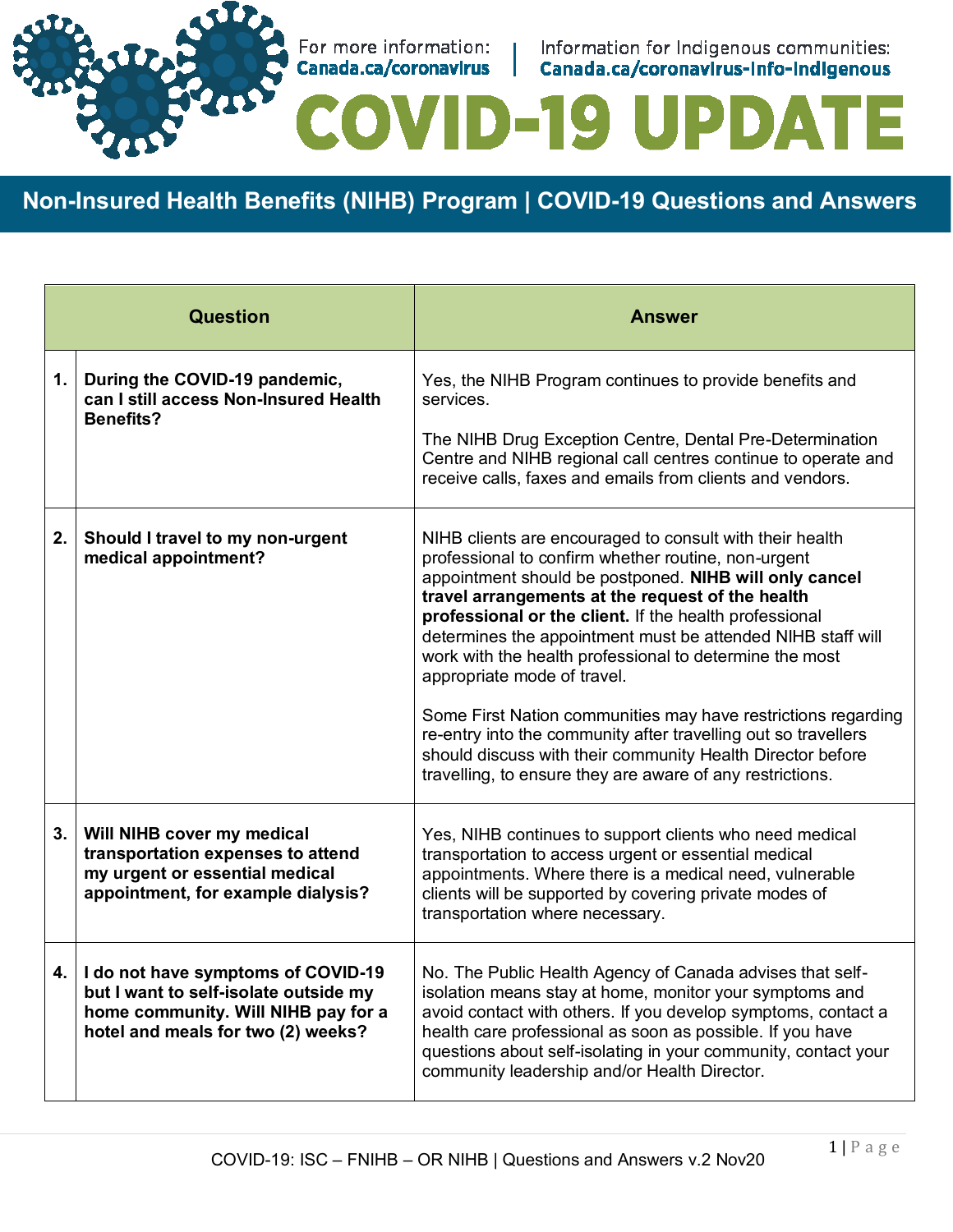For more information: Canada.ca/coronavirus | Information for Indigenous communities: Canada.ca/coronavirus-info-indigenous

# COVID-19 UPDATE

## Non-Insured Health Benefits (NIHB) Program | COVID-19 Questions and Answers

| | Question | Answer |
|---|---|---|
| 1. | **During the COVID-19 pandemic, can I still access Non-Insured Health Benefits?** | Yes, the NIHB Program continues to provide benefits and services.<br><br>The NIHB Drug Exception Centre, Dental Pre-Determination Centre and NIHB regional call centres continue to operate and receive calls, faxes and emails from clients and vendors. |
| 2. | **Should I travel to my non-urgent medical appointment?** | NIHB clients are encouraged to consult with their health professional to confirm whether routine, non-urgent appointment should be postponed. **NIHB will only cancel travel arrangements at the request of the health professional or the client.** If the health professional determines the appointment must be attended NIHB staff will work with the health professional to determine the most appropriate mode of travel.<br><br>Some First Nation communities may have restrictions regarding re-entry into the community after travelling out so travellers should discuss with their community Health Director before travelling, to ensure they are aware of any restrictions. |
| 3. | **Will NIHB cover my medical transportation expenses to attend my urgent or essential medical appointment, for example dialysis?** | Yes, NIHB continues to support clients who need medical transportation to access urgent or essential medical appointments. Where there is a medical need, vulnerable clients will be supported by covering private modes of transportation where necessary. |
| 4. | **I do not have symptoms of COVID-19 but I want to self-isolate outside my home community. Will NIHB pay for a hotel and meals for two (2) weeks?** | No. The Public Health Agency of Canada advises that self-isolation means stay at home, monitor your symptoms and avoid contact with others. If you develop symptoms, contact a health care professional as soon as possible. If you have questions about self-isolating in your community, contact your community leadership and/or Health Director. |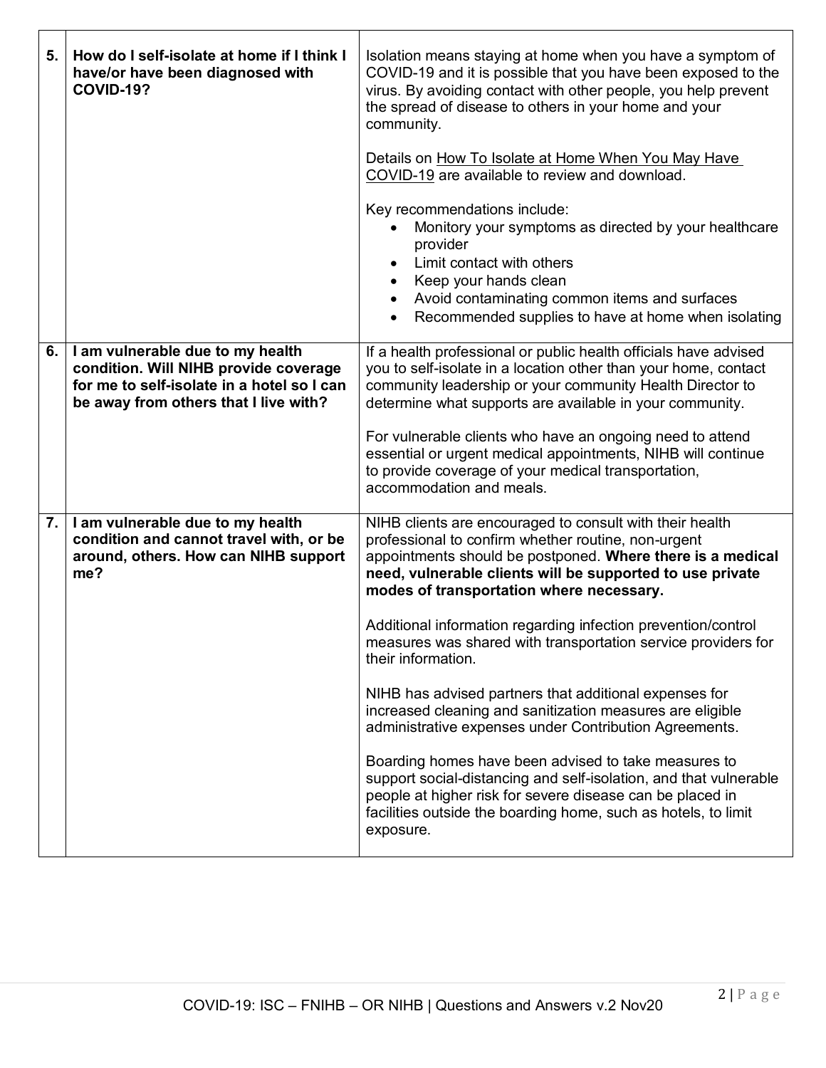| | | |
|---|---|---|
| **5.** | **How do I self-isolate at home if I think I have/or have been diagnosed with COVID-19?** | Isolation means staying at home when you have a symptom of COVID-19 and it is possible that you have been exposed to the virus. By avoiding contact with other people, you help prevent the spread of disease to others in your home and your community.<br><br>Details on How To Isolate at Home When You May Have COVID-19 are available to review and download.<br><br>Key recommendations include:<br>• Monitory your symptoms as directed by your healthcare provider<br>• Limit contact with others<br>• Keep your hands clean<br>• Avoid contaminating common items and surfaces<br>• Recommended supplies to have at home when isolating |
| **6.** | **I am vulnerable due to my health condition. Will NIHB provide coverage for me to self-isolate in a hotel so I can be away from others that I live with?** | If a health professional or public health officials have advised you to self-isolate in a location other than your home, contact community leadership or your community Health Director to determine what supports are available in your community.<br><br>For vulnerable clients who have an ongoing need to attend essential or urgent medical appointments, NIHB will continue to provide coverage of your medical transportation, accommodation and meals. |
| **7.** | **I am vulnerable due to my health condition and cannot travel with, or be around, others. How can NIHB support me?** | NIHB clients are encouraged to consult with their health professional to confirm whether routine, non-urgent appointments should be postponed. **Where there is a medical need, vulnerable clients will be supported to use private modes of transportation where necessary.**<br><br>Additional information regarding infection prevention/control measures was shared with transportation service providers for their information.<br><br>NIHB has advised partners that additional expenses for increased cleaning and sanitization measures are eligible administrative expenses under Contribution Agreements.<br><br>Boarding homes have been advised to take measures to support social-distancing and self-isolation, and that vulnerable people at higher risk for severe disease can be placed in facilities outside the boarding home, such as hotels, to limit exposure. |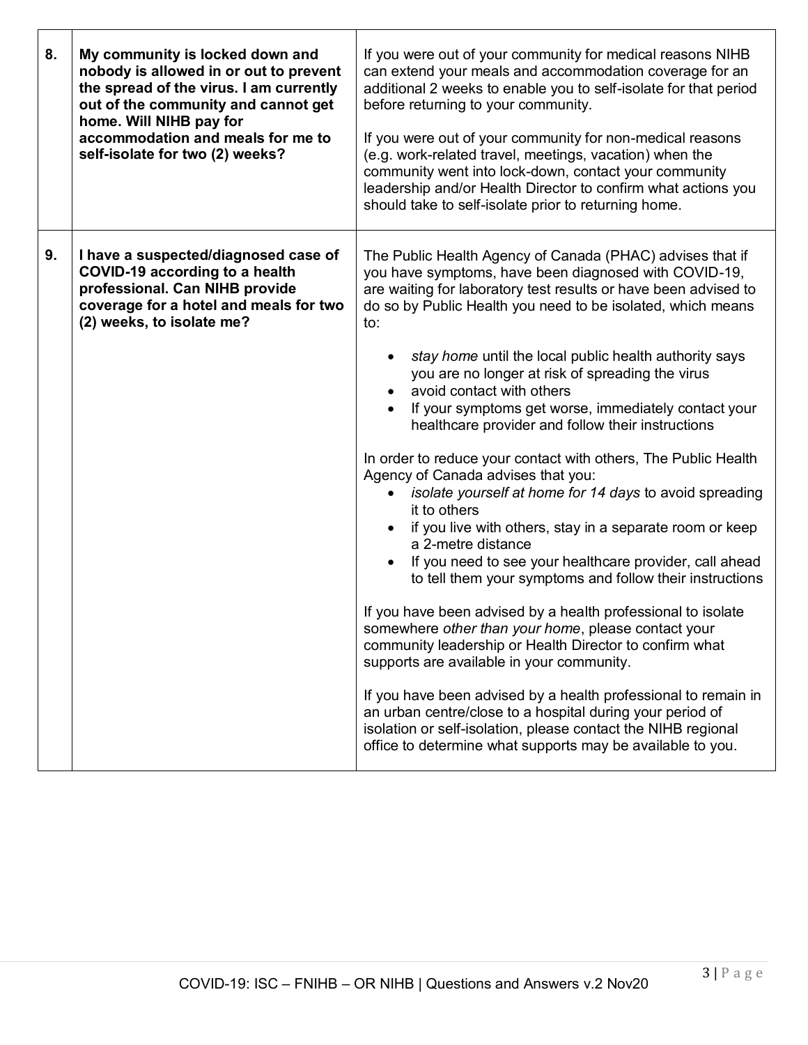| | | |
|---|---|---|
| **8.** | **My community is locked down and nobody is allowed in or out to prevent the spread of the virus. I am currently out of the community and cannot get home. Will NIHB pay for accommodation and meals for me to self-isolate for two (2) weeks?** | If you were out of your community for medical reasons NIHB can extend your meals and accommodation coverage for an additional 2 weeks to enable you to self-isolate for that period before returning to your community.<br><br>If you were out of your community for non-medical reasons (e.g. work-related travel, meetings, vacation) when the community went into lock-down, contact your community leadership and/or Health Director to confirm what actions you should take to self-isolate prior to returning home. |
| **9.** | **I have a suspected/diagnosed case of COVID-19 according to a health professional. Can NIHB provide coverage for a hotel and meals for two (2) weeks, to isolate me?** | The Public Health Agency of Canada (PHAC) advises that if you have symptoms, have been diagnosed with COVID-19, are waiting for laboratory test results or have been advised to do so by Public Health you need to be isolated, which means to:<br><br>• *stay home* until the local public health authority says you are no longer at risk of spreading the virus<br>• avoid contact with others<br>• If your symptoms get worse, immediately contact your healthcare provider and follow their instructions<br><br>In order to reduce your contact with others, The Public Health Agency of Canada advises that you:<br>• *isolate yourself at home for 14 days* to avoid spreading it to others<br>• if you live with others, stay in a separate room or keep a 2-metre distance<br>• If you need to see your healthcare provider, call ahead to tell them your symptoms and follow their instructions<br><br>If you have been advised by a health professional to isolate somewhere *other than your home*, please contact your community leadership or Health Director to confirm what supports are available in your community.<br><br>If you have been advised by a health professional to remain in an urban centre/close to a hospital during your period of isolation or self-isolation, please contact the NIHB regional office to determine what supports may be available to you. |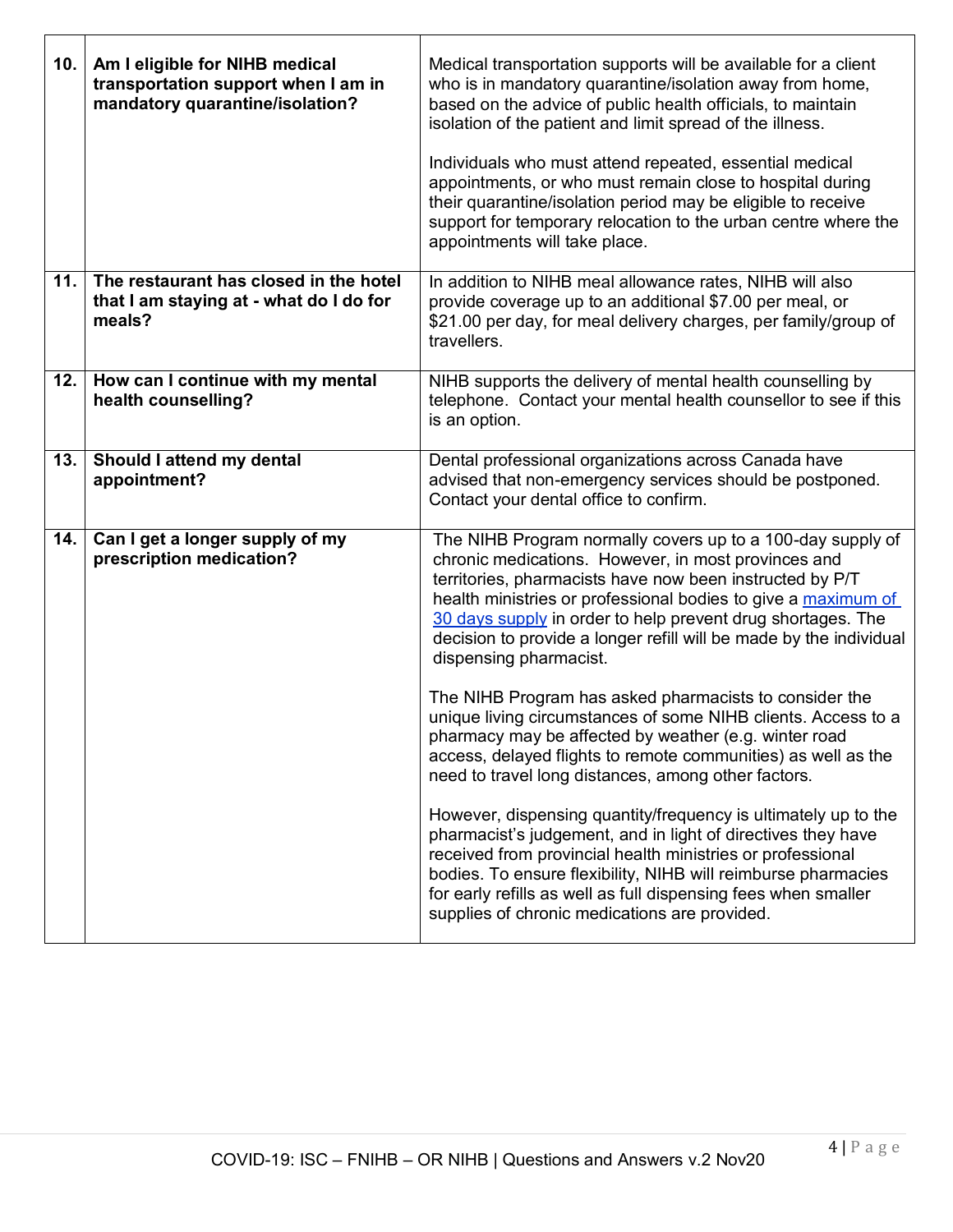| 10. | **Am I eligible for NIHB medical transportation support when I am in mandatory quarantine/isolation?** | Medical transportation supports will be available for a client who is in mandatory quarantine/isolation away from home, based on the advice of public health officials, to maintain isolation of the patient and limit spread of the illness.<br><br>Individuals who must attend repeated, essential medical appointments, or who must remain close to hospital during their quarantine/isolation period may be eligible to receive support for temporary relocation to the urban centre where the appointments will take place. |
|---|---|---|
| 11. | **The restaurant has closed in the hotel that I am staying at - what do I do for meals?** | In addition to NIHB meal allowance rates, NIHB will also provide coverage up to an additional $7.00 per meal, or $21.00 per day, for meal delivery charges, per family/group of travellers. |
| 12. | **How can I continue with my mental health counselling?** | NIHB supports the delivery of mental health counselling by telephone. Contact your mental health counsellor to see if this is an option. |
| 13. | **Should I attend my dental appointment?** | Dental professional organizations across Canada have advised that non-emergency services should be postponed. Contact your dental office to confirm. |
| 14. | **Can I get a longer supply of my prescription medication?** | The NIHB Program normally covers up to a 100-day supply of chronic medications. However, in most provinces and territories, pharmacists have now been instructed by P/T health ministries or professional bodies to give a maximum of 30 days supply in order to help prevent drug shortages. The decision to provide a longer refill will be made by the individual dispensing pharmacist.<br><br>The NIHB Program has asked pharmacists to consider the unique living circumstances of some NIHB clients. Access to a pharmacy may be affected by weather (e.g. winter road access, delayed flights to remote communities) as well as the need to travel long distances, among other factors.<br><br>However, dispensing quantity/frequency is ultimately up to the pharmacist's judgement, and in light of directives they have received from provincial health ministries or professional bodies. To ensure flexibility, NIHB will reimburse pharmacies for early refills as well as full dispensing fees when smaller supplies of chronic medications are provided. |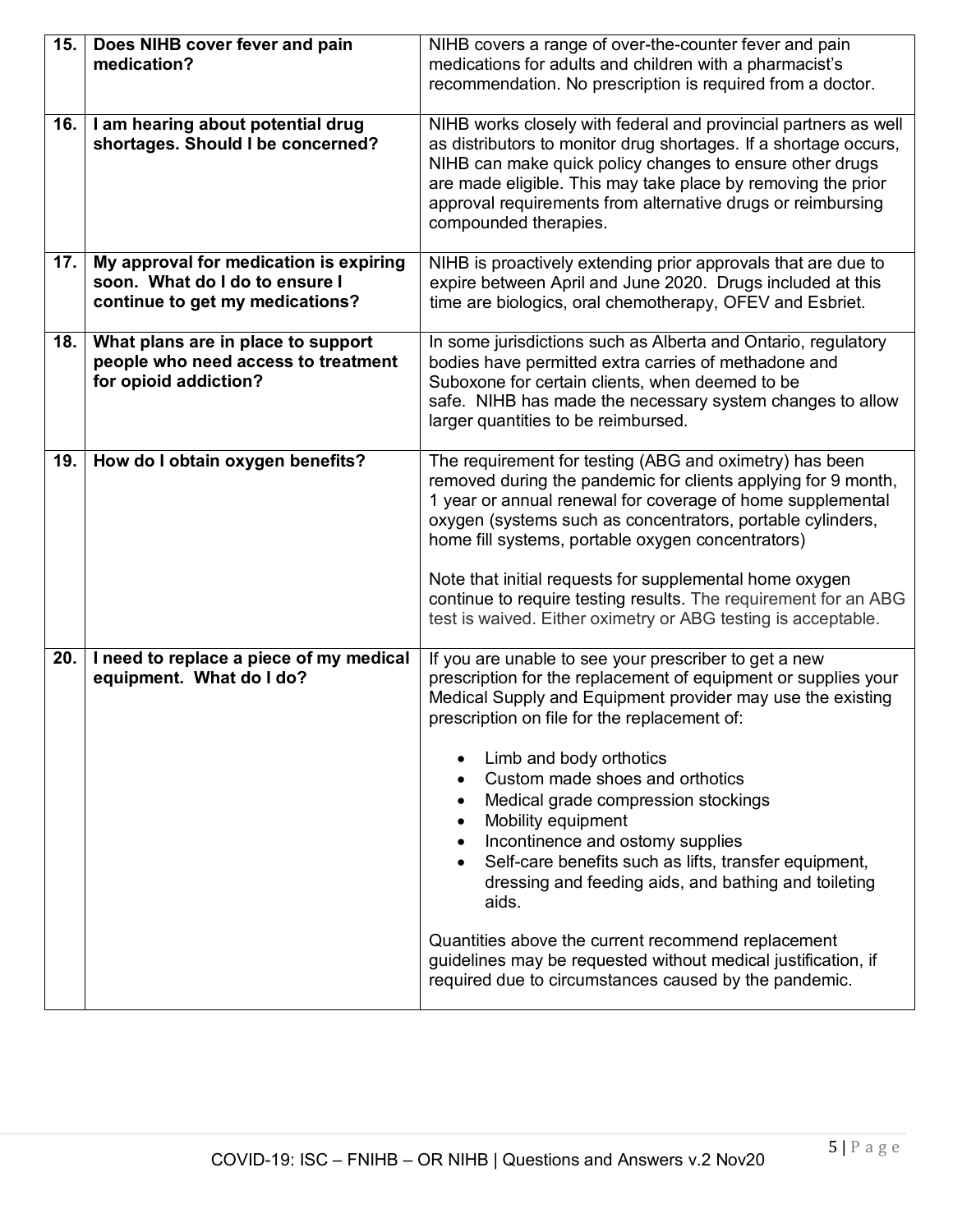| | | |
|---|---|---|
| **15.** | **Does NIHB cover fever and pain medication?** | NIHB covers a range of over-the-counter fever and pain medications for adults and children with a pharmacist's recommendation. No prescription is required from a doctor. |
| **16.** | **I am hearing about potential drug shortages. Should I be concerned?** | NIHB works closely with federal and provincial partners as well as distributors to monitor drug shortages. If a shortage occurs, NIHB can make quick policy changes to ensure other drugs are made eligible. This may take place by removing the prior approval requirements from alternative drugs or reimbursing compounded therapies. |
| **17.** | **My approval for medication is expiring soon. What do I do to ensure I continue to get my medications?** | NIHB is proactively extending prior approvals that are due to expire between April and June 2020. Drugs included at this time are biologics, oral chemotherapy, OFEV and Esbriet. |
| **18.** | **What plans are in place to support people who need access to treatment for opioid addiction?** | In some jurisdictions such as Alberta and Ontario, regulatory bodies have permitted extra carries of methadone and Suboxone for certain clients, when deemed to be safe. NIHB has made the necessary system changes to allow larger quantities to be reimbursed. |
| **19.** | **How do I obtain oxygen benefits?** | The requirement for testing (ABG and oximetry) has been removed during the pandemic for clients applying for 9 month, 1 year or annual renewal for coverage of home supplemental oxygen (systems such as concentrators, portable cylinders, home fill systems, portable oxygen concentrators)<br><br>Note that initial requests for supplemental home oxygen continue to require testing results. The requirement for an ABG test is waived. Either oximetry or ABG testing is acceptable. |
| **20.** | **I need to replace a piece of my medical equipment. What do I do?** | If you are unable to see your prescriber to get a new prescription for the replacement of equipment or supplies your Medical Supply and Equipment provider may use the existing prescription on file for the replacement of:<br><br>• Limb and body orthotics<br>• Custom made shoes and orthotics<br>• Medical grade compression stockings<br>• Mobility equipment<br>• Incontinence and ostomy supplies<br>• Self-care benefits such as lifts, transfer equipment, dressing and feeding aids, and bathing and toileting aids.<br><br>Quantities above the current recommend replacement guidelines may be requested without medical justification, if required due to circumstances caused by the pandemic. |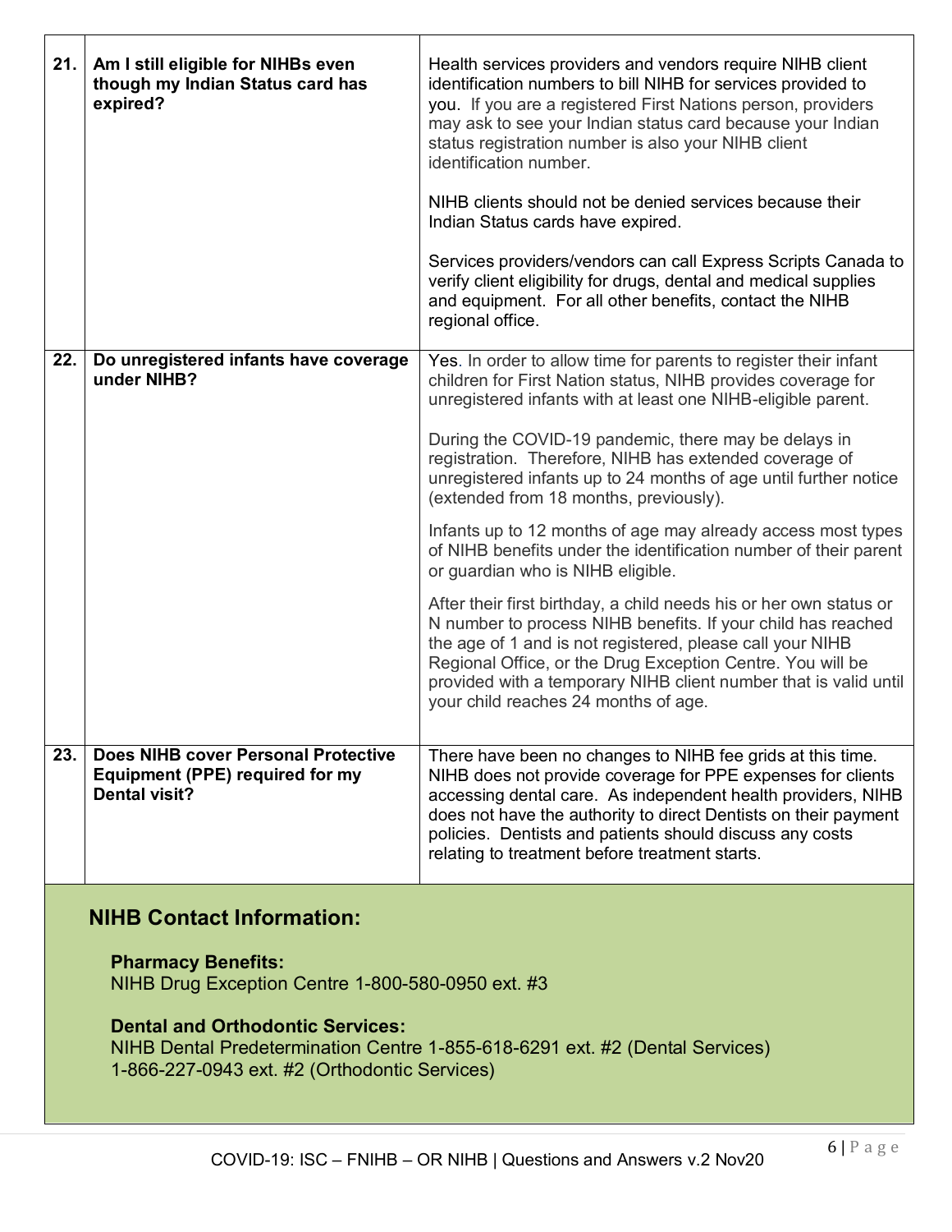| | | |
|---|---|---|
| **21.** | **Am I still eligible for NIHBs even though my Indian Status card has expired?** | Health services providers and vendors require NIHB client identification numbers to bill NIHB for services provided to you. If you are a registered First Nations person, providers may ask to see your Indian status card because your Indian status registration number is also your NIHB client identification number.<br><br>NIHB clients should not be denied services because their Indian Status cards have expired.<br><br>Services providers/vendors can call Express Scripts Canada to verify client eligibility for drugs, dental and medical supplies and equipment. For all other benefits, contact the NIHB regional office. |
| **22.** | **Do unregistered infants have coverage under NIHB?** | Yes. In order to allow time for parents to register their infant children for First Nation status, NIHB provides coverage for unregistered infants with at least one NIHB-eligible parent.<br><br>During the COVID-19 pandemic, there may be delays in registration. Therefore, NIHB has extended coverage of unregistered infants up to 24 months of age until further notice (extended from 18 months, previously).<br><br>Infants up to 12 months of age may already access most types of NIHB benefits under the identification number of their parent or guardian who is NIHB eligible.<br><br>After their first birthday, a child needs his or her own status or N number to process NIHB benefits. If your child has reached the age of 1 and is not registered, please call your NIHB Regional Office, or the Drug Exception Centre. You will be provided with a temporary NIHB client number that is valid until your child reaches 24 months of age. |
| **23.** | **Does NIHB cover Personal Protective Equipment (PPE) required for my Dental visit?** | There have been no changes to NIHB fee grids at this time. NIHB does not provide coverage for PPE expenses for clients accessing dental care. As independent health providers, NIHB does not have the authority to direct Dentists on their payment policies. Dentists and patients should discuss any costs relating to treatment before treatment starts. |

## NIHB Contact Information:

**Pharmacy Benefits:**
NIHB Drug Exception Centre 1-800-580-0950 ext. #3

**Dental and Orthodontic Services:**
NIHB Dental Predetermination Centre 1-855-618-6291 ext. #2 (Dental Services)
1-866-227-0943 ext. #2 (Orthodontic Services)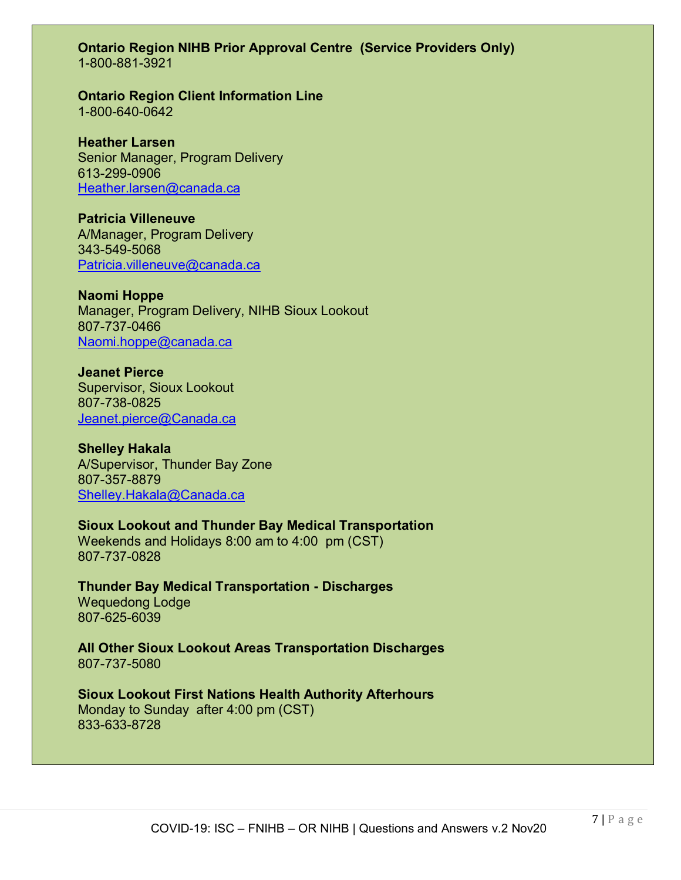**Ontario Region NIHB Prior Approval Centre (Service Providers Only)**
1-800-881-3921

**Ontario Region Client Information Line**
1-800-640-0642

**Heather Larsen**
Senior Manager, Program Delivery
613-299-0906
Heather.larsen@canada.ca

**Patricia Villeneuve**
A/Manager, Program Delivery
343-549-5068
Patricia.villeneuve@canada.ca

**Naomi Hoppe**
Manager, Program Delivery, NIHB Sioux Lookout
807-737-0466
Naomi.hoppe@canada.ca

**Jeanet Pierce**
Supervisor, Sioux Lookout
807-738-0825
Jeanet.pierce@Canada.ca

**Shelley Hakala**
A/Supervisor, Thunder Bay Zone
807-357-8879
Shelley.Hakala@Canada.ca

**Sioux Lookout and Thunder Bay Medical Transportation**
Weekends and Holidays 8:00 am to 4:00 pm (CST)
807-737-0828

**Thunder Bay Medical Transportation - Discharges**
Wequedong Lodge
807-625-6039

**All Other Sioux Lookout Areas Transportation Discharges**
807-737-5080

**Sioux Lookout First Nations Health Authority Afterhours**
Monday to Sunday after 4:00 pm (CST)
833-633-8728